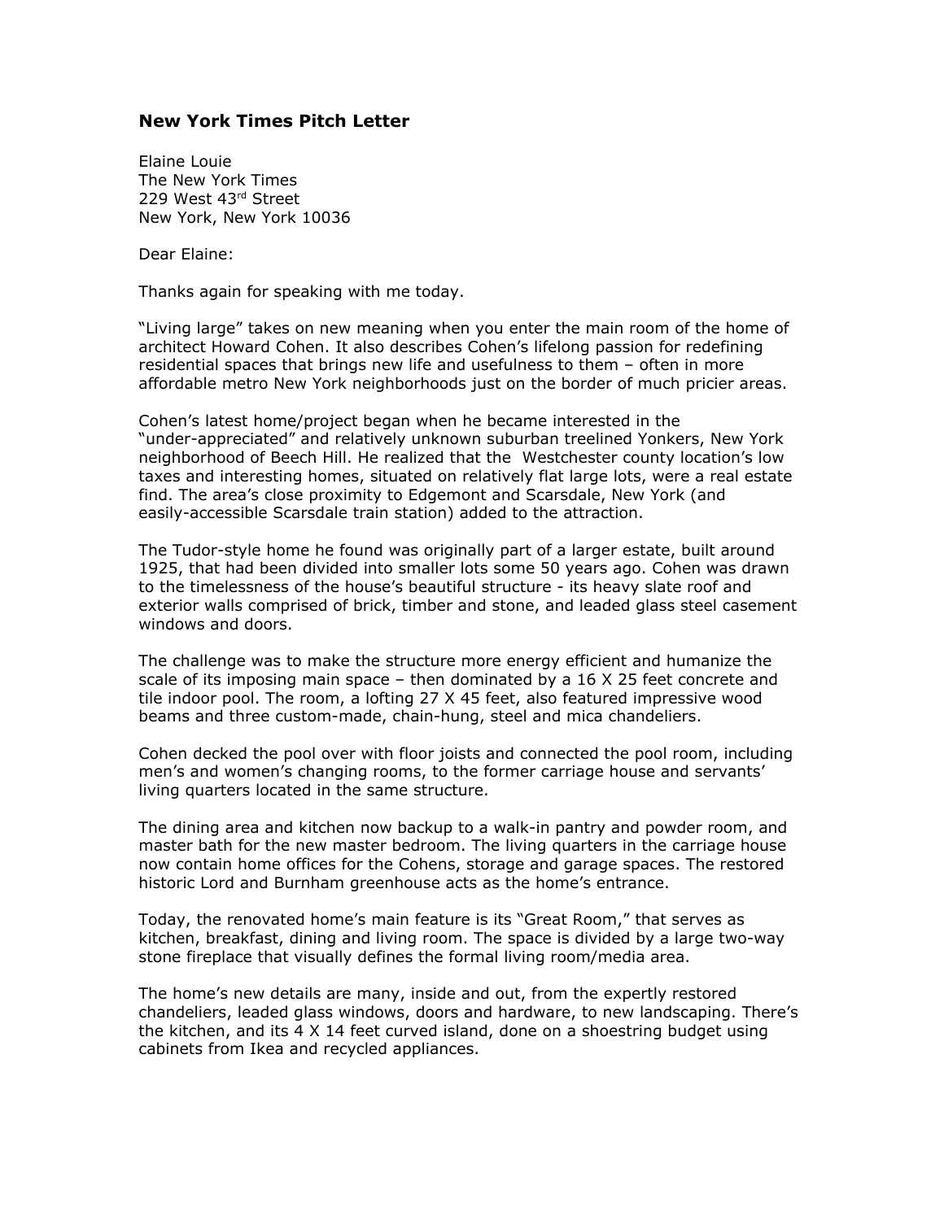## New York Times Pitch Letter

Elaine Louie
The New York Times
229 West 43rd Street
New York, New York 10036

Dear Elaine:

Thanks again for speaking with me today.

"Living large" takes on new meaning when you enter the main room of the home of architect Howard Cohen. It also describes Cohen's lifelong passion for redefining residential spaces that brings new life and usefulness to them – often in more affordable metro New York neighborhoods just on the border of much pricier areas.

Cohen's latest home/project began when he became interested in the "under-appreciated" and relatively unknown suburban treelined Yonkers, New York neighborhood of Beech Hill. He realized that the Westchester county location's low taxes and interesting homes, situated on relatively flat large lots, were a real estate find. The area's close proximity to Edgemont and Scarsdale, New York (and easily-accessible Scarsdale train station) added to the attraction.

The Tudor-style home he found was originally part of a larger estate, built around 1925, that had been divided into smaller lots some 50 years ago. Cohen was drawn to the timelessness of the house's beautiful structure - its heavy slate roof and exterior walls comprised of brick, timber and stone, and leaded glass steel casement windows and doors.

The challenge was to make the structure more energy efficient and humanize the scale of its imposing main space – then dominated by a 16 X 25 feet concrete and tile indoor pool. The room, a lofting 27 X 45 feet, also featured impressive wood beams and three custom-made, chain-hung, steel and mica chandeliers.

Cohen decked the pool over with floor joists and connected the pool room, including men's and women's changing rooms, to the former carriage house and servants' living quarters located in the same structure.

The dining area and kitchen now backup to a walk-in pantry and powder room, and master bath for the new master bedroom. The living quarters in the carriage house now contain home offices for the Cohens, storage and garage spaces. The restored historic Lord and Burnham greenhouse acts as the home's entrance.

Today, the renovated home's main feature is its "Great Room," that serves as kitchen, breakfast, dining and living room. The space is divided by a large two-way stone fireplace that visually defines the formal living room/media area.

The home's new details are many, inside and out, from the expertly restored chandeliers, leaded glass windows, doors and hardware, to new landscaping. There's the kitchen, and its 4 X 14 feet curved island, done on a shoestring budget using cabinets from Ikea and recycled appliances.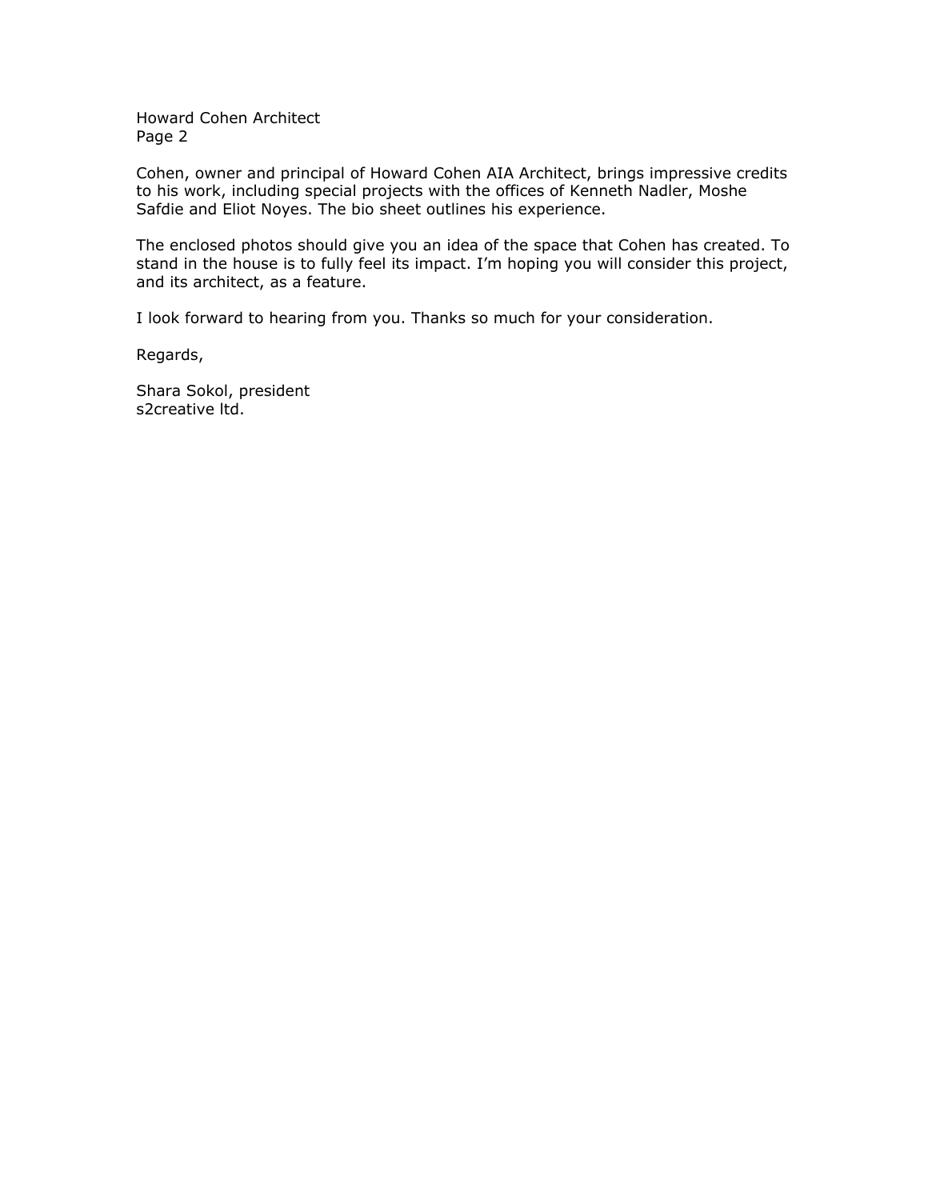Cohen, owner and principal of Howard Cohen AIA Architect, brings impressive credits to his work, including special projects with the offices of Kenneth Nadler, Moshe Safdie and Eliot Noyes. The bio sheet outlines his experience.

The enclosed photos should give you an idea of the space that Cohen has created. To stand in the house is to fully feel its impact. I'm hoping you will consider this project, and its architect, as a feature.

I look forward to hearing from you. Thanks so much for your consideration.

Regards,

Shara Sokol, president  
s2creative ltd.